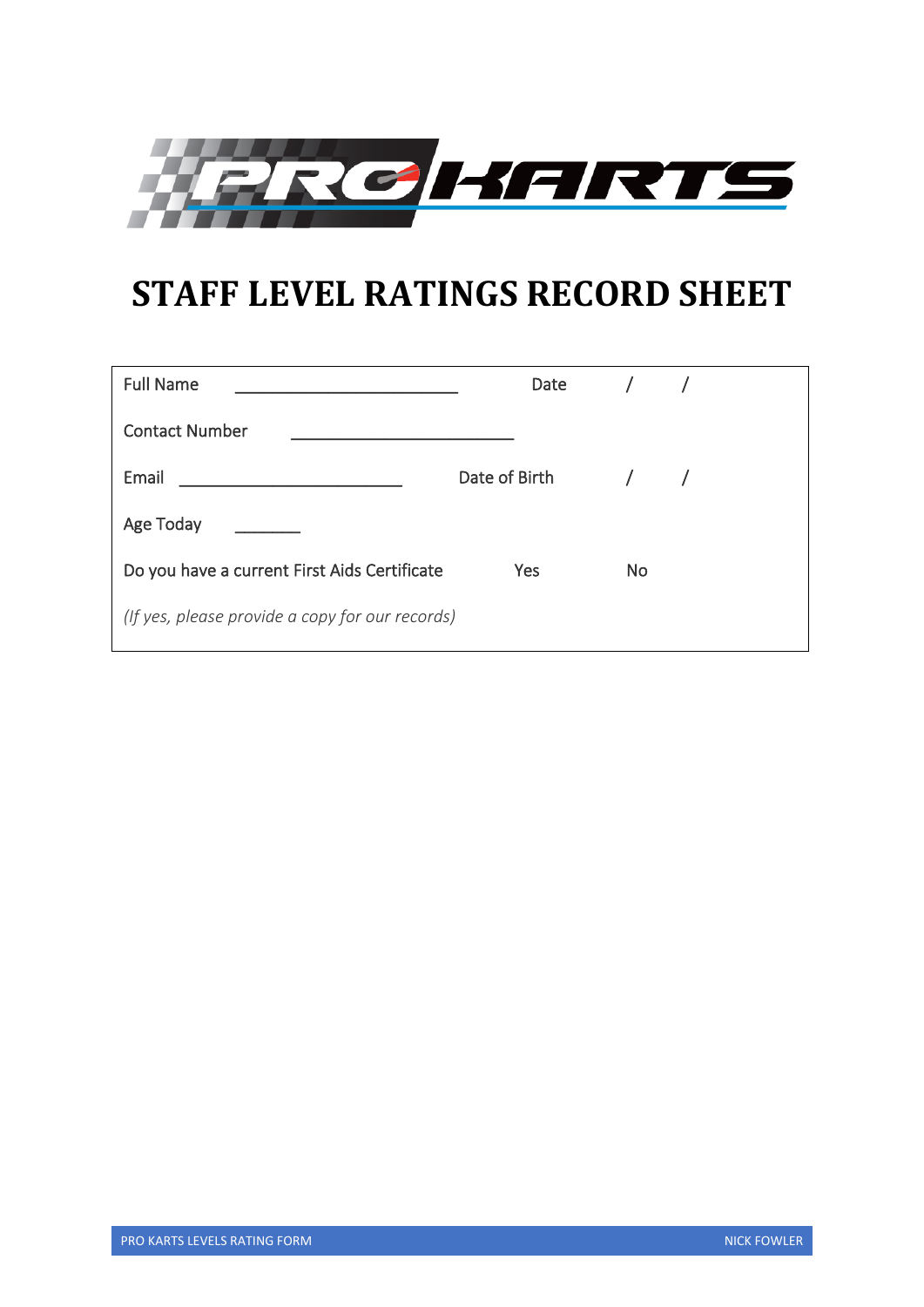PRO KARTS

# STAFF LEVEL RATINGS RECORD SHEET

Full Name \_\_\_\_\_\_\_\_\_\_\_\_\_\_\_\_\_\_\_\_\_\_\_\_\_ Date / /

Contact Number \_\_\_\_\_\_\_\_\_\_\_\_\_\_\_\_\_\_\_\_\_\_\_\_\_

Email \_\_\_\_\_\_\_\_\_\_\_\_\_\_\_\_\_\_\_\_\_\_\_\_\_ Date of Birth / /

Age Today \_\_\_\_\_\_\_

Do you have a current First Aids Certificate Yes No

*(If yes, please provide a copy for our records)*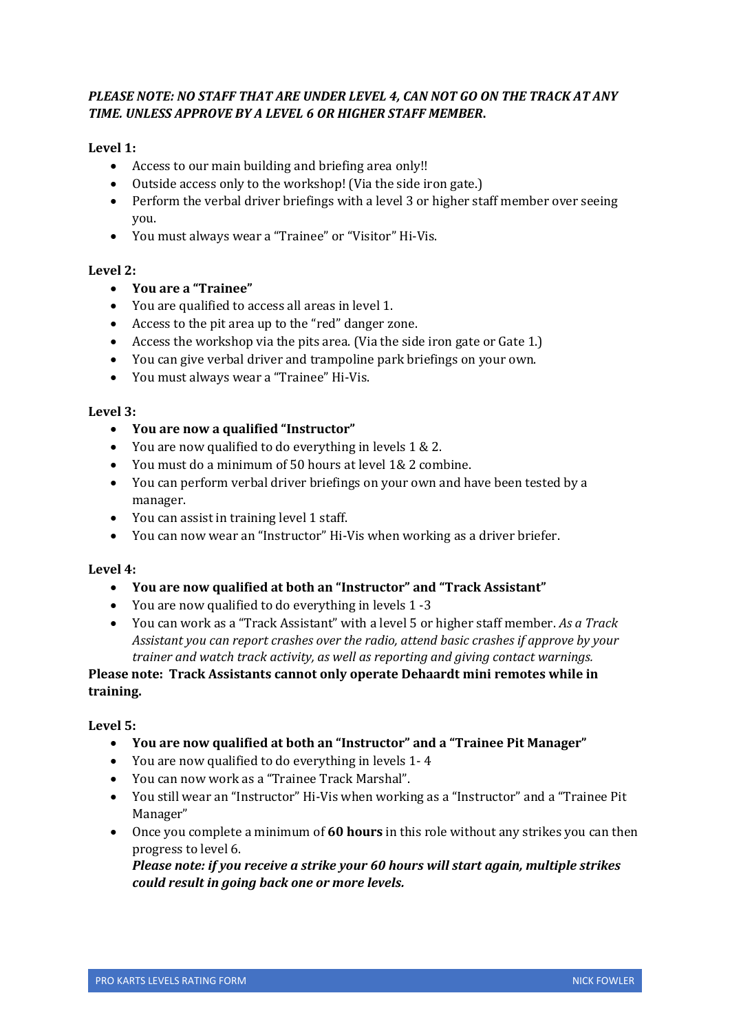***PLEASE NOTE: NO STAFF THAT ARE UNDER LEVEL 4, CAN NOT GO ON THE TRACK AT ANY TIME. UNLESS APPROVE BY A LEVEL 6 OR HIGHER STAFF MEMBER.***

**Level 1:**

- Access to our main building and briefing area only!!
- Outside access only to the workshop! (Via the side iron gate.)
- Perform the verbal driver briefings with a level 3 or higher staff member over seeing you.
- You must always wear a "Trainee" or "Visitor" Hi-Vis.

**Level 2:**

- **You are a "Trainee"**
- You are qualified to access all areas in level 1.
- Access to the pit area up to the "red" danger zone.
- Access the workshop via the pits area. (Via the side iron gate or Gate 1.)
- You can give verbal driver and trampoline park briefings on your own.
- You must always wear a "Trainee" Hi-Vis.

**Level 3:**

- **You are now a qualified "Instructor"**
- You are now qualified to do everything in levels 1 & 2.
- You must do a minimum of 50 hours at level 1& 2 combine.
- You can perform verbal driver briefings on your own and have been tested by a manager.
- You can assist in training level 1 staff.
- You can now wear an "Instructor" Hi-Vis when working as a driver briefer.

**Level 4:**

- **You are now qualified at both an "Instructor" and "Track Assistant"**
- You are now qualified to do everything in levels 1 -3
- You can work as a "Track Assistant" with a level 5 or higher staff member. *As a Track Assistant you can report crashes over the radio, attend basic crashes if approve by your trainer and watch track activity, as well as reporting and giving contact warnings.*

**Please note: Track Assistants cannot only operate Dehaardt mini remotes while in training.**

**Level 5:**

- **You are now qualified at both an "Instructor" and a "Trainee Pit Manager"**
- You are now qualified to do everything in levels 1- 4
- You can now work as a "Trainee Track Marshal".
- You still wear an "Instructor" Hi-Vis when working as a "Instructor" and a "Trainee Pit Manager"
- Once you complete a minimum of **60 hours** in this role without any strikes you can then progress to level 6.

  ***Please note: if you receive a strike your 60 hours will start again, multiple strikes could result in going back one or more levels.***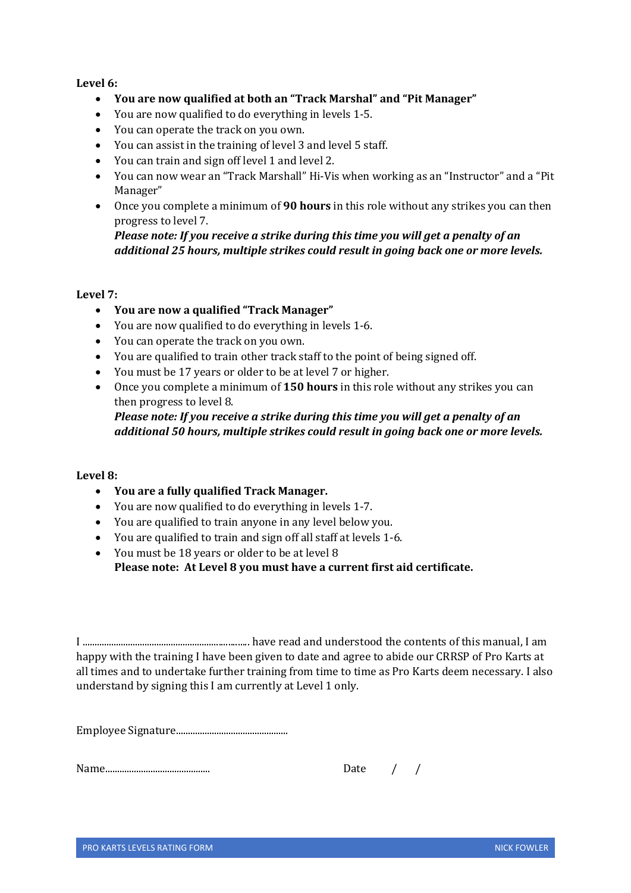**Level 6:**

- **You are now qualified at both an "Track Marshal" and "Pit Manager"**
- You are now qualified to do everything in levels 1-5.
- You can operate the track on you own.
- You can assist in the training of level 3 and level 5 staff.
- You can train and sign off level 1 and level 2.
- You can now wear an "Track Marshall" Hi-Vis when working as an "Instructor" and a "Pit Manager"
- Once you complete a minimum of **90 hours** in this role without any strikes you can then progress to level 7.
  ***Please note: If you receive a strike during this time you will get a penalty of an additional 25 hours, multiple strikes could result in going back one or more levels.***

**Level 7:**

- **You are now a qualified "Track Manager"**
- You are now qualified to do everything in levels 1-6.
- You can operate the track on you own.
- You are qualified to train other track staff to the point of being signed off.
- You must be 17 years or older to be at level 7 or higher.
- Once you complete a minimum of **150 hours** in this role without any strikes you can then progress to level 8.
  ***Please note: If you receive a strike during this time you will get a penalty of an additional 50 hours, multiple strikes could result in going back one or more levels.***

**Level 8:**

- **You are a fully qualified Track Manager.**
- You are now qualified to do everything in levels 1-7.
- You are qualified to train anyone in any level below you.
- You are qualified to train and sign off all staff at levels 1-6.
- You must be 18 years or older to be at level 8
  **Please note: At Level 8 you must have a current first aid certificate.**

I ...................................................................... have read and understood the contents of this manual, I am happy with the training I have been given to date and agree to abide our CRRSP of Pro Karts at all times and to undertake further training from time to time as Pro Karts deem necessary. I also understand by signing this I am currently at Level 1 only.

Employee Signature...............................................

Name...........................................  Date / /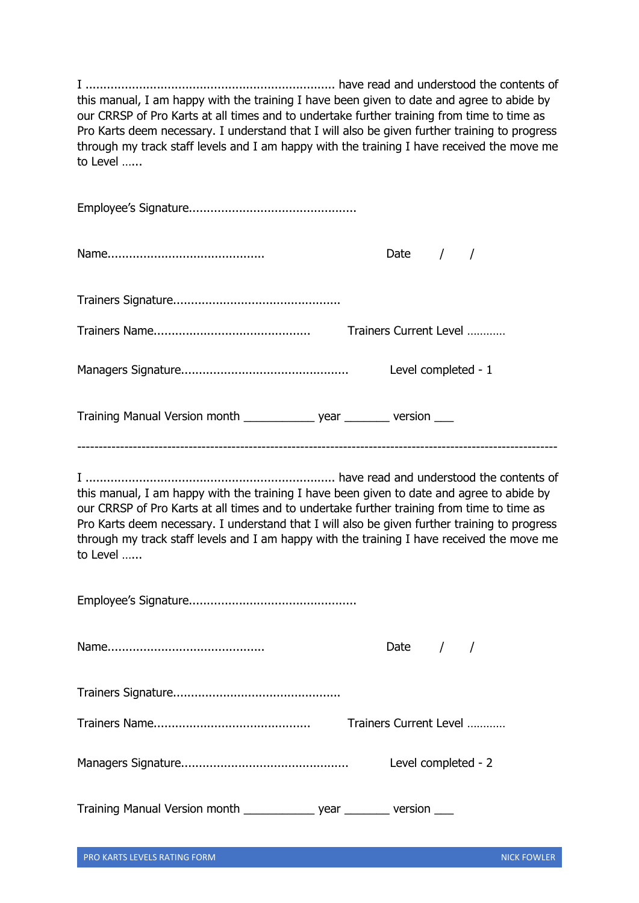I ...................................................................... have read and understood the contents of this manual, I am happy with the training I have been given to date and agree to abide by our CRRSP of Pro Karts at all times and to undertake further training from time to time as Pro Karts deem necessary. I understand that I will also be given further training to progress through my track staff levels and I am happy with the training I have received the move me to Level ……

Employee's Signature...............................................

Name............................................ Date / /

Trainers Signature...............................................

Trainers Name............................................ Trainers Current Level …………

Managers Signature............................................... Level completed - 1

Training Manual Version month ___________ year _______ version ___

---

I ...................................................................... have read and understood the contents of this manual, I am happy with the training I have been given to date and agree to abide by our CRRSP of Pro Karts at all times and to undertake further training from time to time as Pro Karts deem necessary. I understand that I will also be given further training to progress through my track staff levels and I am happy with the training I have received the move me to Level ……

Employee's Signature...............................................

Name............................................ Date / /

Trainers Signature...............................................

Trainers Name............................................ Trainers Current Level …………

Managers Signature............................................... Level completed - 2

Training Manual Version month ___________ year _______ version ___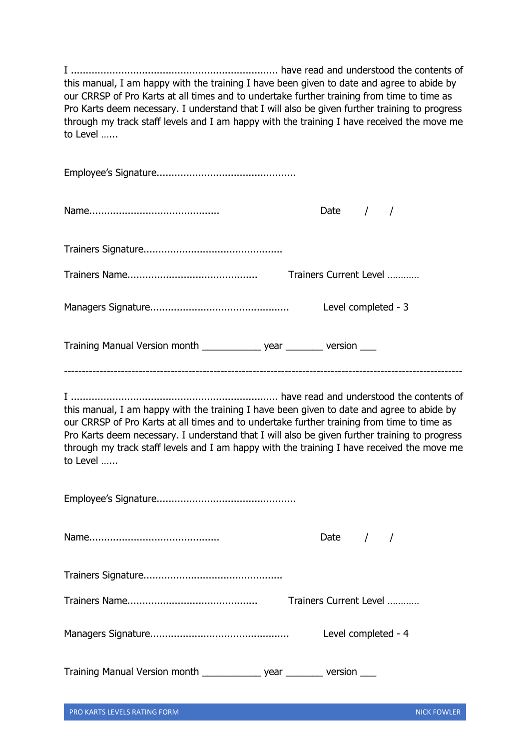I ...................................................................... have read and understood the contents of this manual, I am happy with the training I have been given to date and agree to abide by our CRRSP of Pro Karts at all times and to undertake further training from time to time as Pro Karts deem necessary. I understand that I will also be given further training to progress through my track staff levels and I am happy with the training I have received the move me to Level ……

Employee's Signature..............................................

Name...........................................                Date    /    /

Trainers Signature..............................................

Trainers Name...........................................        Trainers Current Level …………

Managers Signature..............................................        Level completed - 3

Training Manual Version month ___________ year _______ version ___

---

I ...................................................................... have read and understood the contents of this manual, I am happy with the training I have been given to date and agree to abide by our CRRSP of Pro Karts at all times and to undertake further training from time to time as Pro Karts deem necessary. I understand that I will also be given further training to progress through my track staff levels and I am happy with the training I have received the move me to Level ……

Employee's Signature..............................................

Name...........................................                Date    /    /

Trainers Signature..............................................

Trainers Name...........................................        Trainers Current Level …………

Managers Signature..............................................        Level completed - 4

Training Manual Version month ___________ year _______ version ___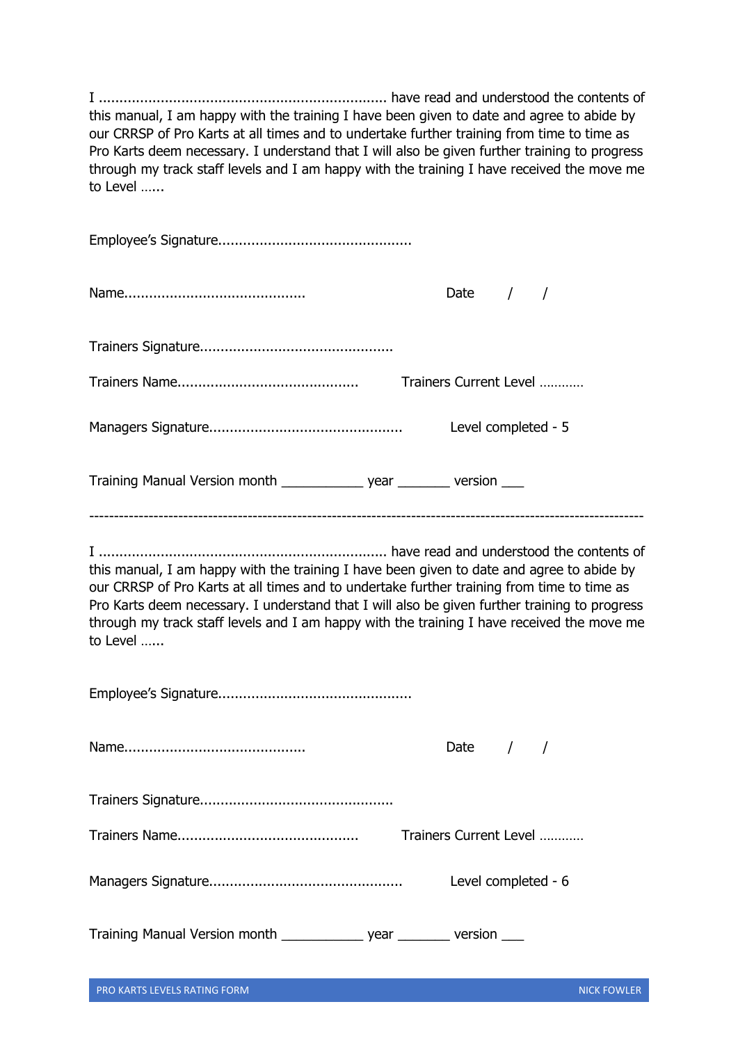I ..................................................................... have read and understood the contents of this manual, I am happy with the training I have been given to date and agree to abide by our CRRSP of Pro Karts at all times and to undertake further training from time to time as Pro Karts deem necessary. I understand that I will also be given further training to progress through my track staff levels and I am happy with the training I have received the move me to Level ......

Employee's Signature..............................................

Name...........................................                    Date     /     /

Trainers Signature..............................................

Trainers Name...........................................          Trainers Current Level …………

Managers Signature..............................................          Level completed - 5

Training Manual Version month ___________ year _______ version ___

---

I ..................................................................... have read and understood the contents of this manual, I am happy with the training I have been given to date and agree to abide by our CRRSP of Pro Karts at all times and to undertake further training from time to time as Pro Karts deem necessary. I understand that I will also be given further training to progress through my track staff levels and I am happy with the training I have received the move me to Level ......

Employee's Signature..............................................

Name...........................................                    Date     /     /

Trainers Signature..............................................

Trainers Name...........................................          Trainers Current Level …………

Managers Signature..............................................          Level completed - 6

Training Manual Version month ___________ year _______ version ___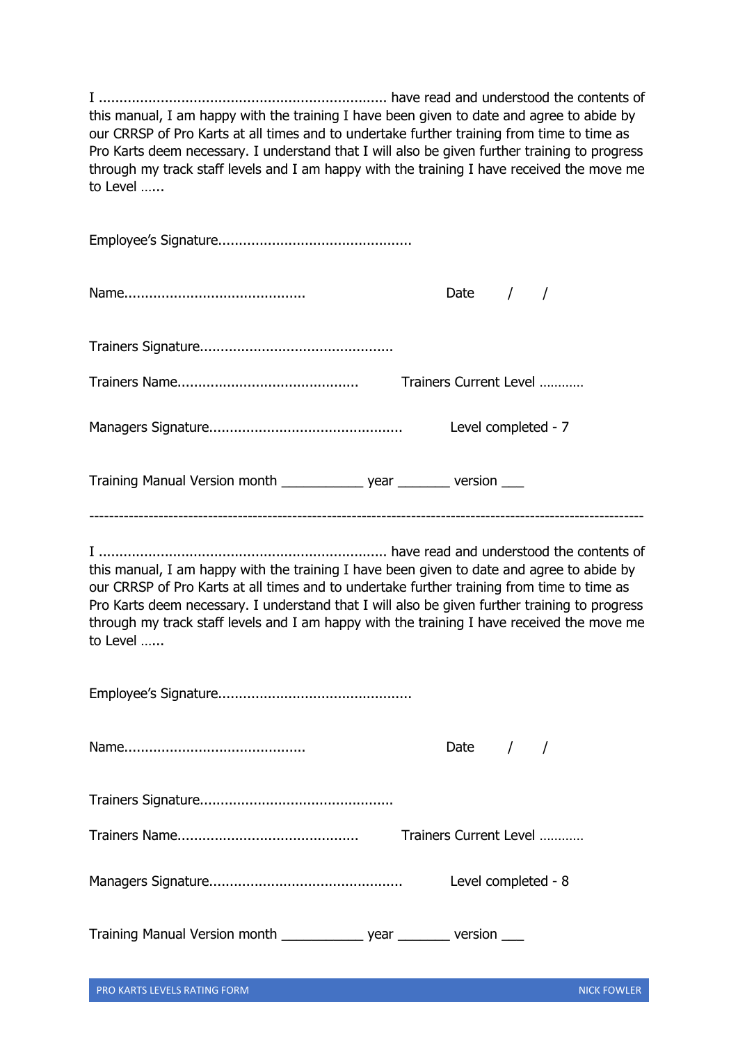I ...................................................................... have read and understood the contents of this manual, I am happy with the training I have been given to date and agree to abide by our CRRSP of Pro Karts at all times and to undertake further training from time to time as Pro Karts deem necessary. I understand that I will also be given further training to progress through my track staff levels and I am happy with the training I have received the move me to Level ……

Employee's Signature..............................................

Name...........................................  Date / /

Trainers Signature..............................................

Trainers Name...........................................  Trainers Current Level …………

Managers Signature..............................................  Level completed - 7

Training Manual Version month ___________ year _______ version ___

---

I ...................................................................... have read and understood the contents of this manual, I am happy with the training I have been given to date and agree to abide by our CRRSP of Pro Karts at all times and to undertake further training from time to time as Pro Karts deem necessary. I understand that I will also be given further training to progress through my track staff levels and I am happy with the training I have received the move me to Level ……

Employee's Signature..............................................

Name...........................................  Date / /

Trainers Signature..............................................

Trainers Name...........................................  Trainers Current Level …………

Managers Signature..............................................  Level completed - 8

Training Manual Version month ___________ year _______ version ___